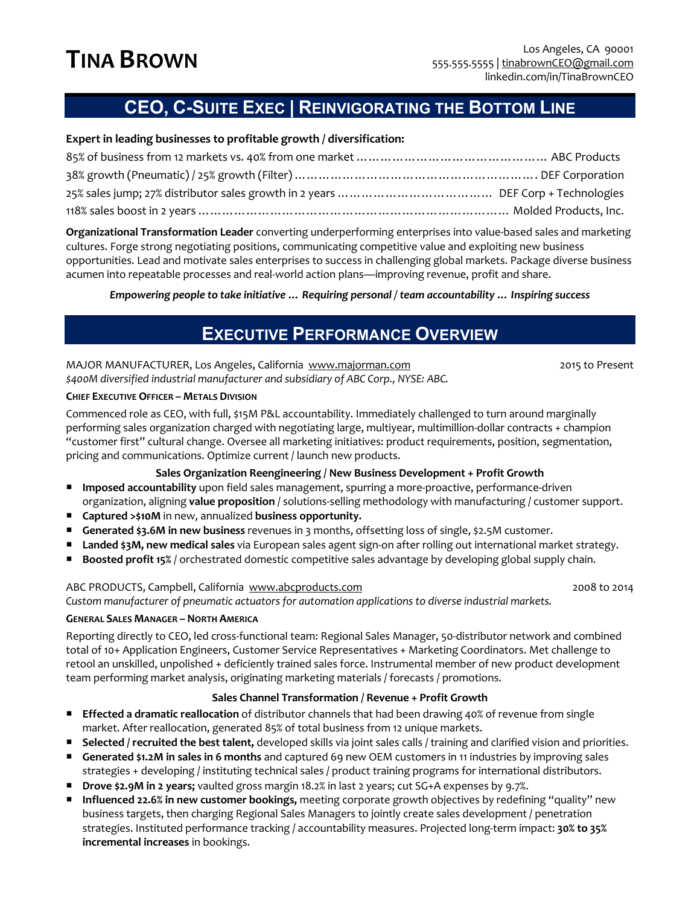# TINA BROWN

Los Angeles, CA 90001
555.555.5555 | tinabrownCEO@gmail.com
linkedin.com/in/TinaBrownCEO

## CEO, C-SUITE EXEC | REINVIGORATING THE BOTTOM LINE

**Expert in leading businesses to profitable growth / diversification:**

85% of business from 12 markets vs. 40% from one market ………………………………………… ABC Products
38% growth (Pneumatic) / 25% growth (Filter) ……………………………………………………. DEF Corporation
25% sales jump; 27% distributor sales growth in 2 years ……………………………… DEF Corp + Technologies
118% sales boost in 2 years ……………………………………………………………………… Molded Products, Inc.

**Organizational Transformation Leader** converting underperforming enterprises into value-based sales and marketing cultures. Forge strong negotiating positions, communicating competitive value and exploiting new business opportunities. Lead and motivate sales enterprises to success in challenging global markets. Package diverse business acumen into repeatable processes and real-world action plans—improving revenue, profit and share.

***Empowering people to take initiative … Requiring personal / team accountability … Inspiring success***

## EXECUTIVE PERFORMANCE OVERVIEW

MAJOR MANUFACTURER, Los Angeles, California www.majorman.com — 2015 to Present
*$400M diversified industrial manufacturer and subsidiary of ABC Corp., NYSE: ABC.*

**CHIEF EXECUTIVE OFFICER – METALS DIVISION**

Commenced role as CEO, with full, $15M P&L accountability. Immediately challenged to turn around marginally performing sales organization charged with negotiating large, multiyear, multimillion-dollar contracts + champion "customer first" cultural change. Oversee all marketing initiatives: product requirements, position, segmentation, pricing and communications. Optimize current / launch new products.

**Sales Organization Reengineering / New Business Development + Profit Growth**

- **Imposed accountability** upon field sales management, spurring a more-proactive, performance-driven organization, aligning **value proposition** / solutions-selling methodology with manufacturing / customer support.
- **Captured >$10M** in new, annualized **business opportunity.**
- **Generated $3.6M in new business** revenues in 3 months, offsetting loss of single, $2.5M customer.
- **Landed $3M, new medical sales** via European sales agent sign-on after rolling out international market strategy.
- **Boosted profit 15%** / orchestrated domestic competitive sales advantage by developing global supply chain.

ABC PRODUCTS, Campbell, California www.abcproducts.com — 2008 to 2014
*Custom manufacturer of pneumatic actuators for automation applications to diverse industrial markets.*

**GENERAL SALES MANAGER – NORTH AMERICA**

Reporting directly to CEO, led cross-functional team: Regional Sales Manager, 50-distributor network and combined total of 10+ Application Engineers, Customer Service Representatives + Marketing Coordinators. Met challenge to retool an unskilled, unpolished + deficiently trained sales force. Instrumental member of new product development team performing market analysis, originating marketing materials / forecasts / promotions.

**Sales Channel Transformation / Revenue + Profit Growth**

- **Effected a dramatic reallocation** of distributor channels that had been drawing 40% of revenue from single market. After reallocation, generated 85% of total business from 12 unique markets.
- **Selected / recruited the best talent,** developed skills via joint sales calls / training and clarified vision and priorities.
- **Generated $1.2M in sales in 6 months** and captured 69 new OEM customers in 11 industries by improving sales strategies + developing / instituting technical sales / product training programs for international distributors.
- **Drove $2.9M in 2 years;** vaulted gross margin 18.2% in last 2 years; cut SG+A expenses by 9.7%.
- **Influenced 22.6% in new customer bookings,** meeting corporate growth objectives by redefining "quality" new business targets, then charging Regional Sales Managers to jointly create sales development / penetration strategies. Instituted performance tracking / accountability measures. Projected long-term impact: **30% to 35% incremental increases** in bookings.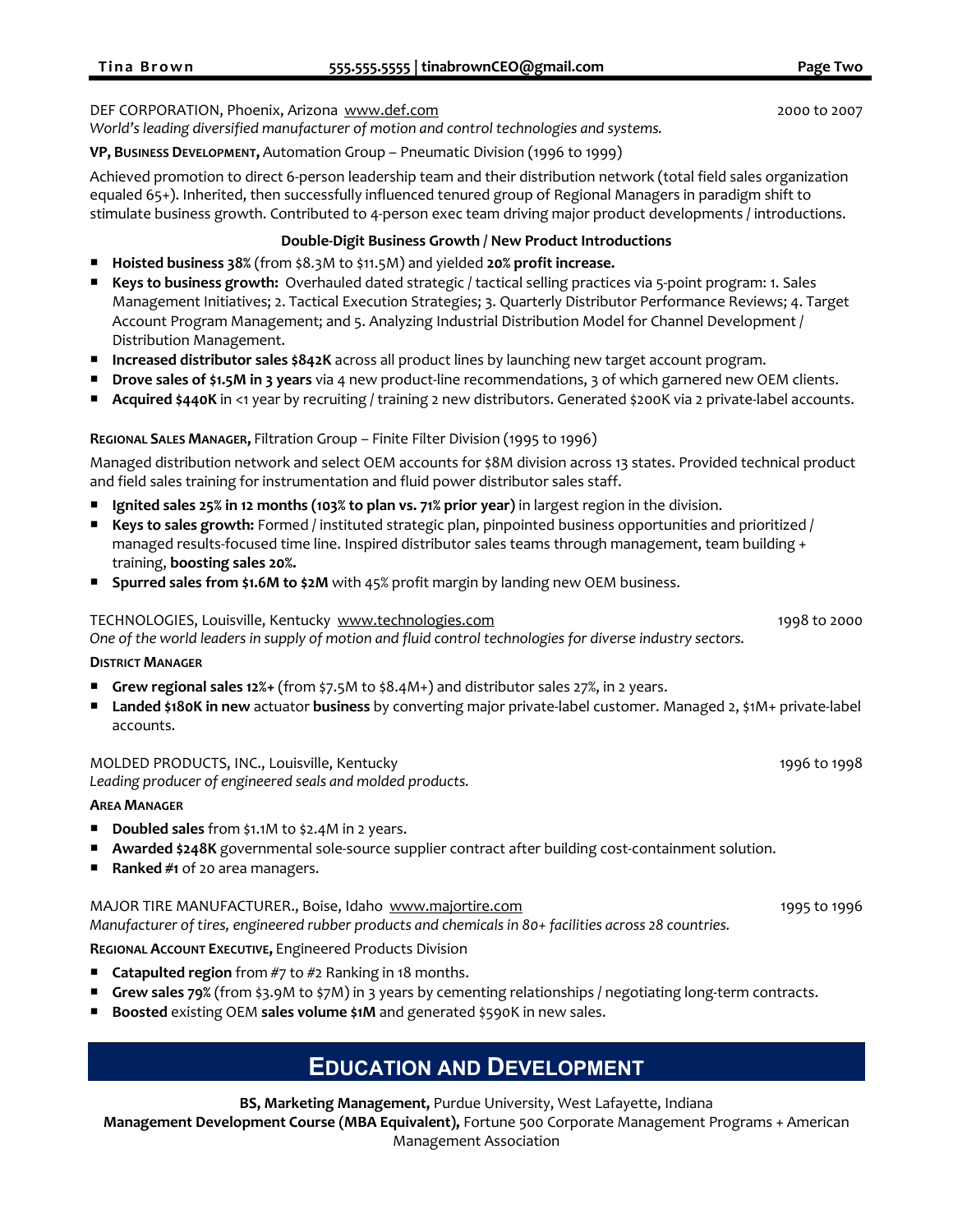DEF CORPORATION, Phoenix, Arizona www.def.com 2000 to 2007
*World's leading diversified manufacturer of motion and control technologies and systems.*

**VP, Business Development,** Automation Group – Pneumatic Division (1996 to 1999)

Achieved promotion to direct 6-person leadership team and their distribution network (total field sales organization equaled 65+). Inherited, then successfully influenced tenured group of Regional Managers in paradigm shift to stimulate business growth. Contributed to 4-person exec team driving major product developments / introductions.

**Double-Digit Business Growth / New Product Introductions**

- **Hoisted business 38%** (from $8.3M to $11.5M) and yielded **20% profit increase.**
- **Keys to business growth:** Overhauled dated strategic / tactical selling practices via 5-point program: 1. Sales Management Initiatives; 2. Tactical Execution Strategies; 3. Quarterly Distributor Performance Reviews; 4. Target Account Program Management; and 5. Analyzing Industrial Distribution Model for Channel Development / Distribution Management.
- **Increased distributor sales $842K** across all product lines by launching new target account program.
- **Drove sales of $1.5M in 3 years** via 4 new product-line recommendations, 3 of which garnered new OEM clients.
- **Acquired $440K** in <1 year by recruiting / training 2 new distributors. Generated $200K via 2 private-label accounts.

**Regional Sales Manager,** Filtration Group – Finite Filter Division (1995 to 1996)

Managed distribution network and select OEM accounts for $8M division across 13 states. Provided technical product and field sales training for instrumentation and fluid power distributor sales staff.

- **Ignited sales 25% in 12 months (103% to plan vs. 71% prior year)** in largest region in the division.
- **Keys to sales growth:** Formed / instituted strategic plan, pinpointed business opportunities and prioritized / managed results-focused time line. Inspired distributor sales teams through management, team building + training, **boosting sales 20%.**
- **Spurred sales from $1.6M to $2M** with 45% profit margin by landing new OEM business.

TECHNOLOGIES, Louisville, Kentucky www.technologies.com 1998 to 2000
*One of the world leaders in supply of motion and fluid control technologies for diverse industry sectors.*

**District Manager**

- **Grew regional sales 12%+** (from $7.5M to $8.4M+) and distributor sales 27%, in 2 years.
- **Landed $180K in new** actuator **business** by converting major private-label customer. Managed 2, $1M+ private-label accounts.

MOLDED PRODUCTS, INC., Louisville, Kentucky 1996 to 1998
*Leading producer of engineered seals and molded products.*

**Area Manager**

- **Doubled sales** from $1.1M to $2.4M in 2 years.
- **Awarded $248K** governmental sole-source supplier contract after building cost-containment solution.
- **Ranked #1** of 20 area managers.

MAJOR TIRE MANUFACTURER., Boise, Idaho www.majortire.com 1995 to 1996
*Manufacturer of tires, engineered rubber products and chemicals in 80+ facilities across 28 countries.*

**Regional Account Executive,** Engineered Products Division

- **Catapulted region** from #7 to #2 Ranking in 18 months.
- **Grew sales 79%** (from $3.9M to $7M) in 3 years by cementing relationships / negotiating long-term contracts.
- **Boosted** existing OEM **sales volume $1M** and generated $590K in new sales.

## Education and Development

**BS, Marketing Management,** Purdue University, West Lafayette, Indiana
**Management Development Course (MBA Equivalent),** Fortune 500 Corporate Management Programs + American Management Association